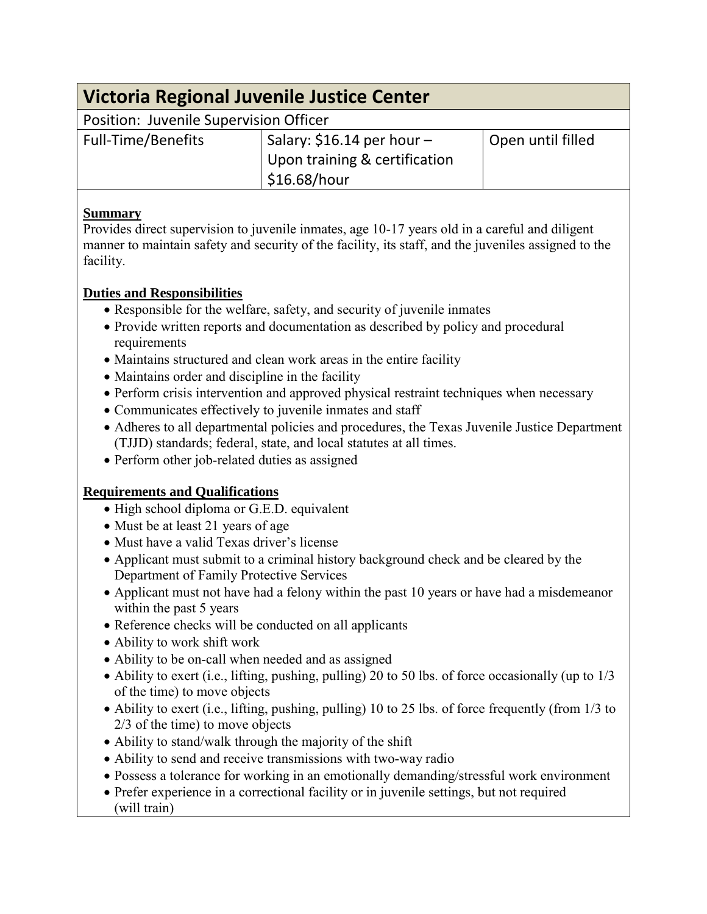# Victoria Regional Juvenile Justice Center

Position: Juvenile Supervision Officer

| | | |
|---|---|---|
| Full-Time/Benefits | Salary: $16.14 per hour – Upon training & certification $16.68/hour | Open until filled |

**Summary**

Provides direct supervision to juvenile inmates, age 10-17 years old in a careful and diligent manner to maintain safety and security of the facility, its staff, and the juveniles assigned to the facility.

**Duties and Responsibilities**

- Responsible for the welfare, safety, and security of juvenile inmates
- Provide written reports and documentation as described by policy and procedural requirements
- Maintains structured and clean work areas in the entire facility
- Maintains order and discipline in the facility
- Perform crisis intervention and approved physical restraint techniques when necessary
- Communicates effectively to juvenile inmates and staff
- Adheres to all departmental policies and procedures, the Texas Juvenile Justice Department (TJJD) standards; federal, state, and local statutes at all times.
- Perform other job-related duties as assigned

**Requirements and Qualifications**

- High school diploma or G.E.D. equivalent
- Must be at least 21 years of age
- Must have a valid Texas driver's license
- Applicant must submit to a criminal history background check and be cleared by the Department of Family Protective Services
- Applicant must not have had a felony within the past 10 years or have had a misdemeanor within the past 5 years
- Reference checks will be conducted on all applicants
- Ability to work shift work
- Ability to be on-call when needed and as assigned
- Ability to exert (i.e., lifting, pushing, pulling) 20 to 50 lbs. of force occasionally (up to 1/3 of the time) to move objects
- Ability to exert (i.e., lifting, pushing, pulling) 10 to 25 lbs. of force frequently (from 1/3 to 2/3 of the time) to move objects
- Ability to stand/walk through the majority of the shift
- Ability to send and receive transmissions with two-way radio
- Possess a tolerance for working in an emotionally demanding/stressful work environment
- Prefer experience in a correctional facility or in juvenile settings, but not required (will train)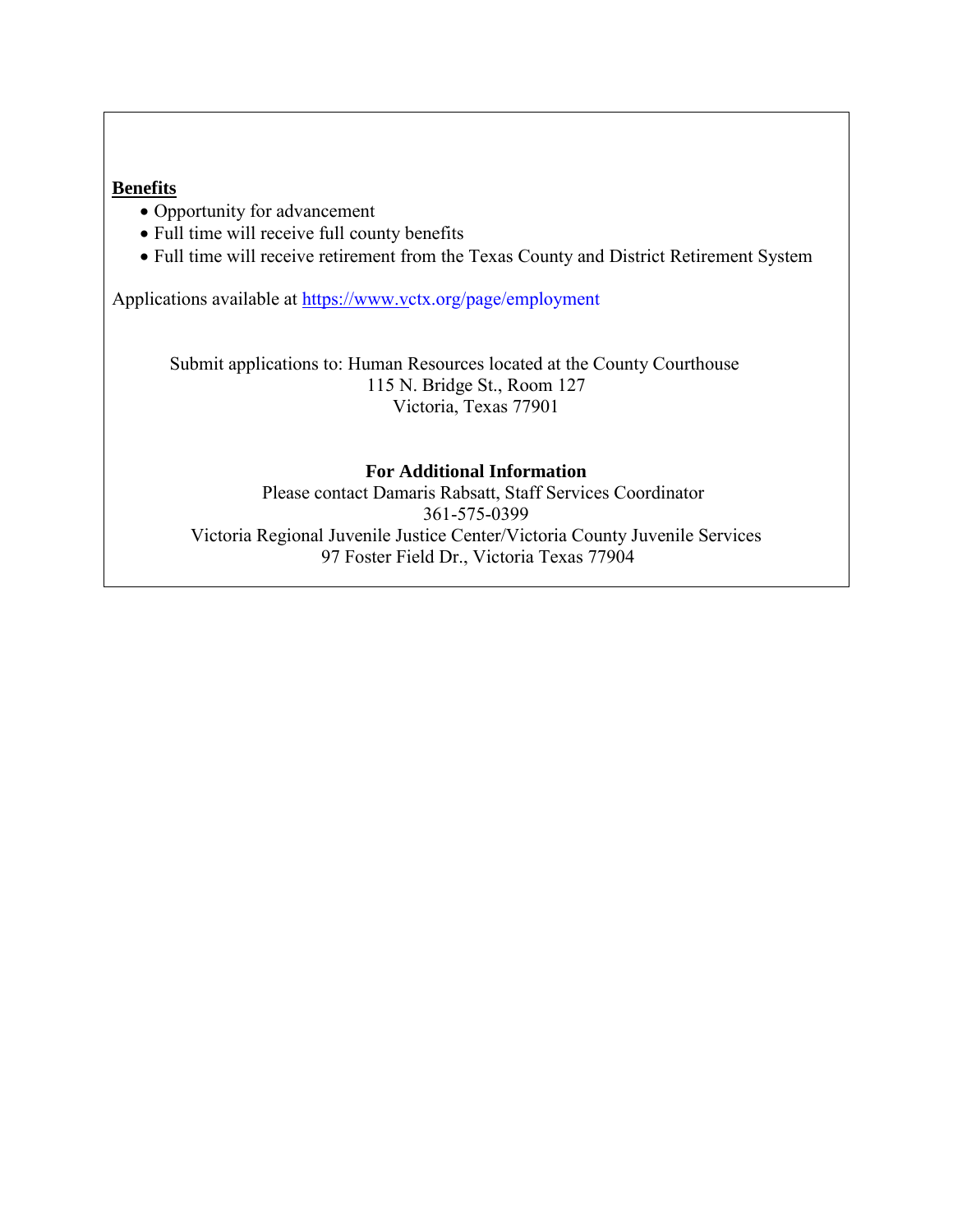**Benefits**

- Opportunity for advancement
- Full time will receive full county benefits
- Full time will receive retirement from the Texas County and District Retirement System

Applications available at https://www.vctx.org/page/employment

Submit applications to: Human Resources located at the County Courthouse
115 N. Bridge St., Room 127
Victoria, Texas 77901

**For Additional Information**

Please contact Damaris Rabsatt, Staff Services Coordinator
361-575-0399
Victoria Regional Juvenile Justice Center/Victoria County Juvenile Services
97 Foster Field Dr., Victoria Texas 77904